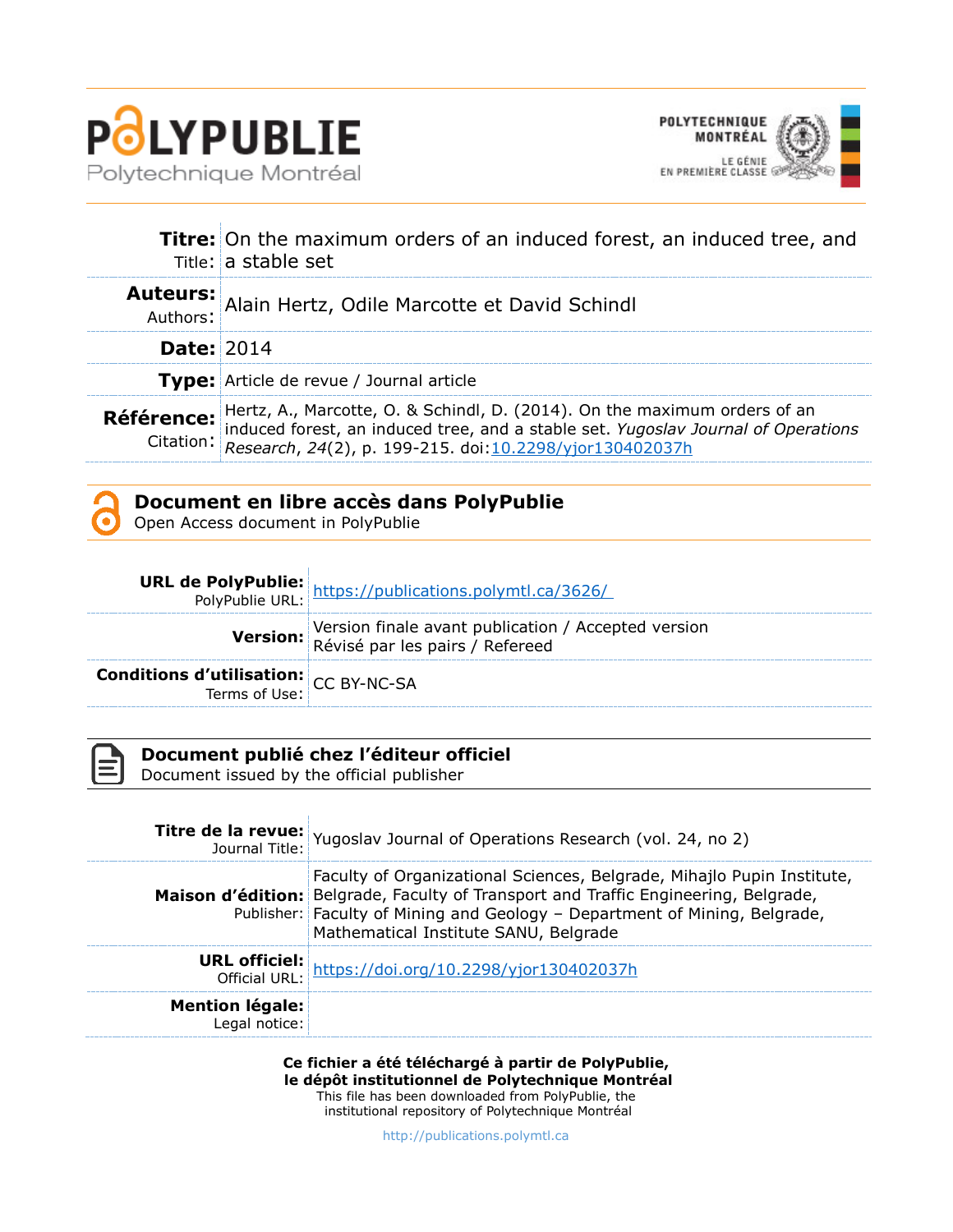**POLYPUBLIE**
Polytechnique Montréal

POLYTECHNIQUE MONTRÉAL
LE GÉNIE EN PREMIÈRE CLASSE

| | |
|---|---|
| **Titre:** Title: | On the maximum orders of an induced forest, an induced tree, and a stable set |
| **Auteurs:** Authors: | Alain Hertz, Odile Marcotte et David Schindl |
| **Date:** | 2014 |
| **Type:** | Article de revue / Journal article |
| **Référence:** Citation: | Hertz, A., Marcotte, O. & Schindl, D. (2014). On the maximum orders of an induced forest, an induced tree, and a stable set. *Yugoslav Journal of Operations Research*, *24*(2), p. 199-215. doi:10.2298/yjor130402037h |

## Document en libre accès dans PolyPublie
Open Access document in PolyPublie

| | |
|---|---|
| **URL de PolyPublie:** PolyPublie URL: | https://publications.polymtl.ca/3626/ |
| **Version:** | Version finale avant publication / Accepted version<br>Révisé par les pairs / Refereed |
| **Conditions d'utilisation:** Terms of Use: | CC BY-NC-SA |

## Document publié chez l'éditeur officiel
Document issued by the official publisher

| | |
|---|---|
| **Titre de la revue:** Journal Title: | Yugoslav Journal of Operations Research (vol. 24, no 2) |
| **Maison d'édition:** Publisher: | Faculty of Organizational Sciences, Belgrade, Mihajlo Pupin Institute, Belgrade, Faculty of Transport and Traffic Engineering, Belgrade, Faculty of Mining and Geology – Department of Mining, Belgrade, Mathematical Institute SANU, Belgrade |
| **URL officiel:** Official URL: | https://doi.org/10.2298/yjor130402037h |
| **Mention légale:** Legal notice: | |

**Ce fichier a été téléchargé à partir de PolyPublie, le dépôt institutionnel de Polytechnique Montréal**
This file has been downloaded from PolyPublie, the institutional repository of Polytechnique Montréal

http://publications.polymtl.ca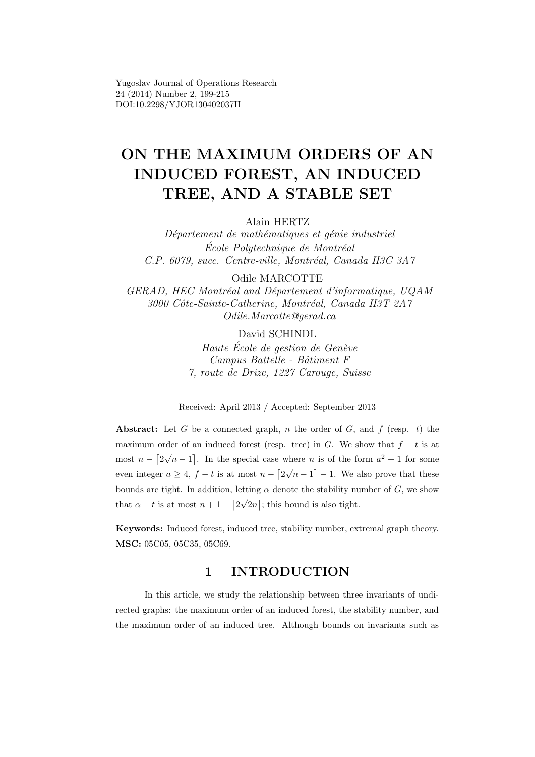Yugoslav Journal of Operations Research
24 (2014) Number 2, 199-215
DOI:10.2298/YJOR130402037H

# ON THE MAXIMUM ORDERS OF AN INDUCED FOREST, AN INDUCED TREE, AND A STABLE SET

Alain HERTZ
*Département de mathématiques et génie industriel*
*École Polytechnique de Montréal*
*C.P. 6079, succ. Centre-ville, Montréal, Canada H3C 3A7*

Odile MARCOTTE
*GERAD, HEC Montréal and Département d'informatique, UQAM*
*3000 Côte-Sainte-Catherine, Montréal, Canada H3T 2A7*
*Odile.Marcotte@gerad.ca*

David SCHINDL
*Haute École de gestion de Genève*
*Campus Battelle - Bâtiment F*
*7, route de Drize, 1227 Carouge, Suisse*

Received: April 2013 / Accepted: September 2013

**Abstract:** Let $G$ be a connected graph, $n$ the order of $G$, and $f$ (resp. $t$) the maximum order of an induced forest (resp. tree) in $G$. We show that $f - t$ is at most $n - \lceil 2\sqrt{n-1} \rceil$. In the special case where $n$ is of the form $a^2 + 1$ for some even integer $a \geq 4$, $f - t$ is at most $n - \lceil 2\sqrt{n-1} \rceil - 1$. We also prove that these bounds are tight. In addition, letting $\alpha$ denote the stability number of $G$, we show that $\alpha - t$ is at most $n + 1 - \lceil 2\sqrt{2n} \rceil$; this bound is also tight.

**Keywords:** Induced forest, induced tree, stability number, extremal graph theory.
**MSC:** 05C05, 05C35, 05C69.

## 1 INTRODUCTION

In this article, we study the relationship between three invariants of undirected graphs: the maximum order of an induced forest, the stability number, and the maximum order of an induced tree. Although bounds on invariants such as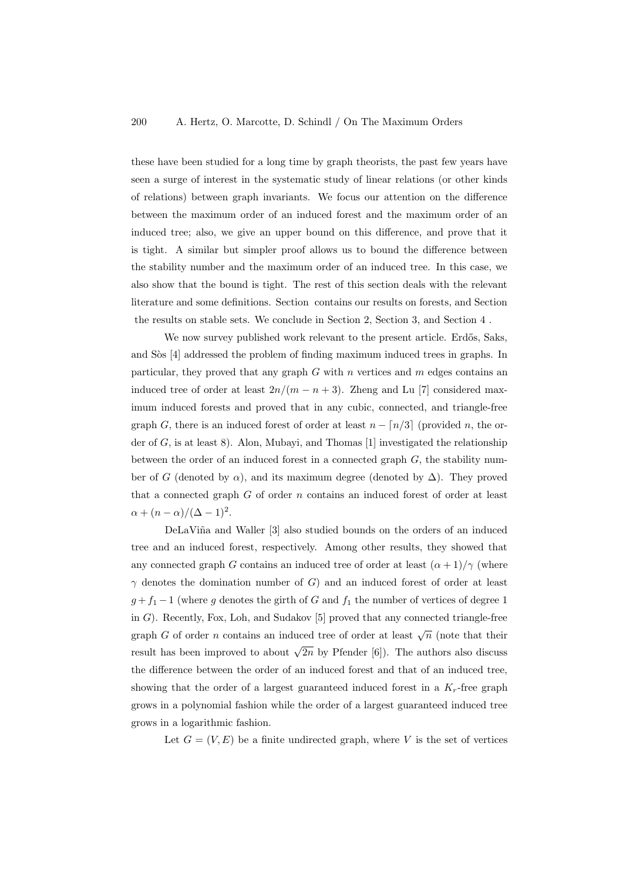these have been studied for a long time by graph theorists, the past few years have seen a surge of interest in the systematic study of linear relations (or other kinds of relations) between graph invariants. We focus our attention on the difference between the maximum order of an induced forest and the maximum order of an induced tree; also, we give an upper bound on this difference, and prove that it is tight. A similar but simpler proof allows us to bound the difference between the stability number and the maximum order of an induced tree. In this case, we also show that the bound is tight. The rest of this section deals with the relevant literature and some definitions. Section contains our results on forests, and Section the results on stable sets. We conclude in Section 2, Section 3, and Section 4 .

We now survey published work relevant to the present article. Erdős, Saks, and Sòs [4] addressed the problem of finding maximum induced trees in graphs. In particular, they proved that any graph $G$ with $n$ vertices and $m$ edges contains an induced tree of order at least $2n/(m - n + 3)$. Zheng and Lu [7] considered maximum induced forests and proved that in any cubic, connected, and triangle-free graph $G$, there is an induced forest of order at least $n - \lceil n/3 \rceil$ (provided $n$, the order of $G$, is at least 8). Alon, Mubayi, and Thomas [1] investigated the relationship between the order of an induced forest in a connected graph $G$, the stability number of $G$ (denoted by $\alpha$), and its maximum degree (denoted by $\Delta$). They proved that a connected graph $G$ of order $n$ contains an induced forest of order at least $\alpha + (n - \alpha)/(\Delta - 1)^2$.

DeLaViña and Waller [3] also studied bounds on the orders of an induced tree and an induced forest, respectively. Among other results, they showed that any connected graph $G$ contains an induced tree of order at least $(\alpha + 1)/\gamma$ (where $\gamma$ denotes the domination number of $G$) and an induced forest of order at least $g + f_1 - 1$ (where $g$ denotes the girth of $G$ and $f_1$ the number of vertices of degree 1 in $G$). Recently, Fox, Loh, and Sudakov [5] proved that any connected triangle-free graph $G$ of order $n$ contains an induced tree of order at least $\sqrt{n}$ (note that their result has been improved to about $\sqrt{2n}$ by Pfender [6]). The authors also discuss the difference between the order of an induced forest and that of an induced tree, showing that the order of a largest guaranteed induced forest in a $K_r$-free graph grows in a polynomial fashion while the order of a largest guaranteed induced tree grows in a logarithmic fashion.

Let $G = (V, E)$ be a finite undirected graph, where $V$ is the set of vertices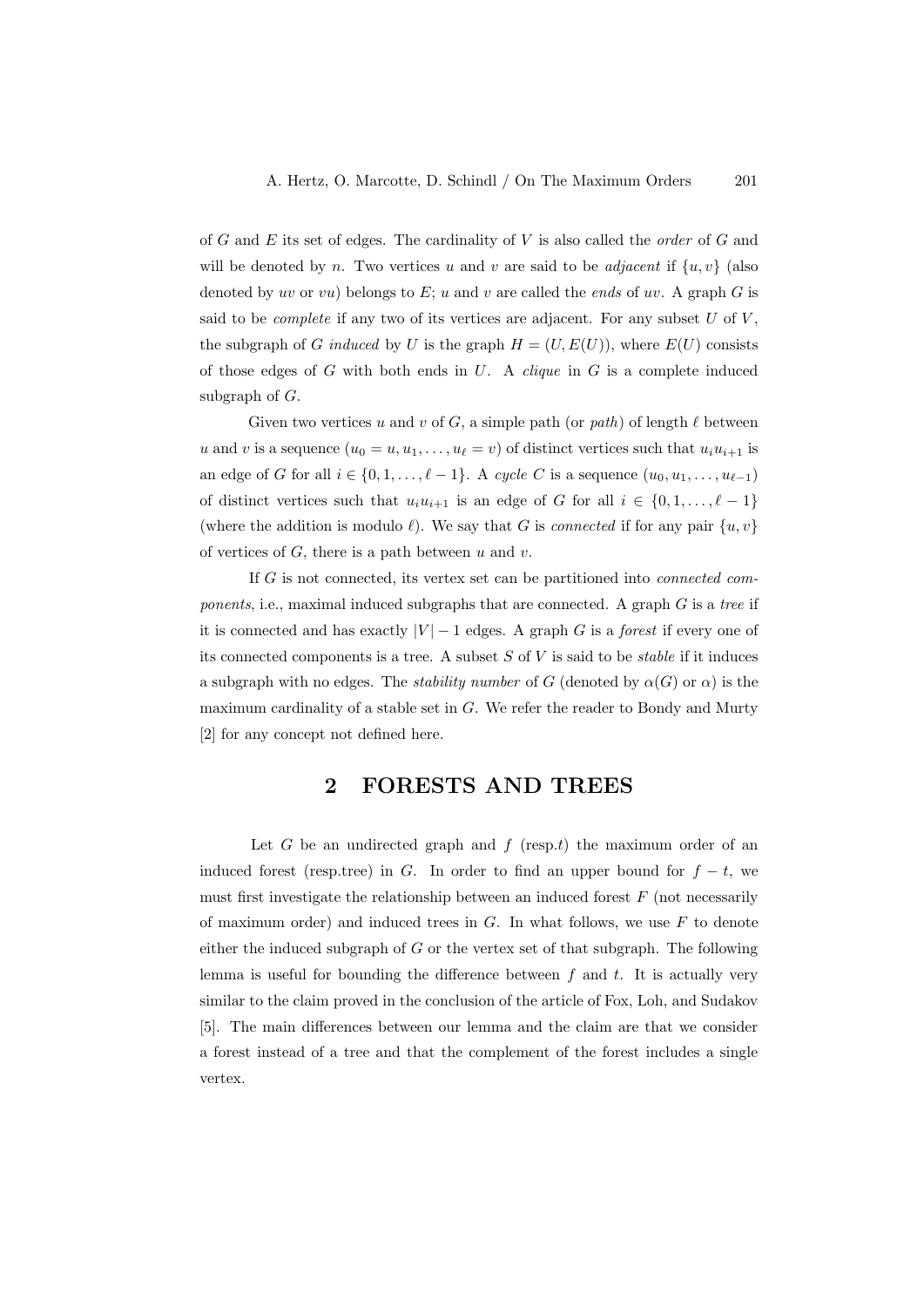of $G$ and $E$ its set of edges. The cardinality of $V$ is also called the *order* of $G$ and will be denoted by $n$. Two vertices $u$ and $v$ are said to be *adjacent* if $\{u, v\}$ (also denoted by $uv$ or $vu$) belongs to $E$; $u$ and $v$ are called the *ends* of $uv$. A graph $G$ is said to be *complete* if any two of its vertices are adjacent. For any subset $U$ of $V$, the subgraph of $G$ *induced* by $U$ is the graph $H = (U, E(U))$, where $E(U)$ consists of those edges of $G$ with both ends in $U$. A *clique* in $G$ is a complete induced subgraph of $G$.

Given two vertices $u$ and $v$ of $G$, a simple path (or *path*) of length $\ell$ between $u$ and $v$ is a sequence $(u_0 = u, u_1, \ldots, u_\ell = v)$ of distinct vertices such that $u_i u_{i+1}$ is an edge of $G$ for all $i \in \{0, 1, \ldots, \ell - 1\}$. A *cycle* $C$ is a sequence $(u_0, u_1, \ldots, u_{\ell-1})$ of distinct vertices such that $u_i u_{i+1}$ is an edge of $G$ for all $i \in \{0, 1, \ldots, \ell - 1\}$ (where the addition is modulo $\ell$). We say that $G$ is *connected* if for any pair $\{u, v\}$ of vertices of $G$, there is a path between $u$ and $v$.

If $G$ is not connected, its vertex set can be partitioned into *connected components*, i.e., maximal induced subgraphs that are connected. A graph $G$ is a *tree* if it is connected and has exactly $|V| - 1$ edges. A graph $G$ is a *forest* if every one of its connected components is a tree. A subset $S$ of $V$ is said to be *stable* if it induces a subgraph with no edges. The *stability number* of $G$ (denoted by $\alpha(G)$ or $\alpha$) is the maximum cardinality of a stable set in $G$. We refer the reader to Bondy and Murty [2] for any concept not defined here.

## 2 FORESTS AND TREES

Let $G$ be an undirected graph and $f$ (resp.$t$) the maximum order of an induced forest (resp.tree) in $G$. In order to find an upper bound for $f - t$, we must first investigate the relationship between an induced forest $F$ (not necessarily of maximum order) and induced trees in $G$. In what follows, we use $F$ to denote either the induced subgraph of $G$ or the vertex set of that subgraph. The following lemma is useful for bounding the difference between $f$ and $t$. It is actually very similar to the claim proved in the conclusion of the article of Fox, Loh, and Sudakov [5]. The main differences between our lemma and the claim are that we consider a forest instead of a tree and that the complement of the forest includes a single vertex.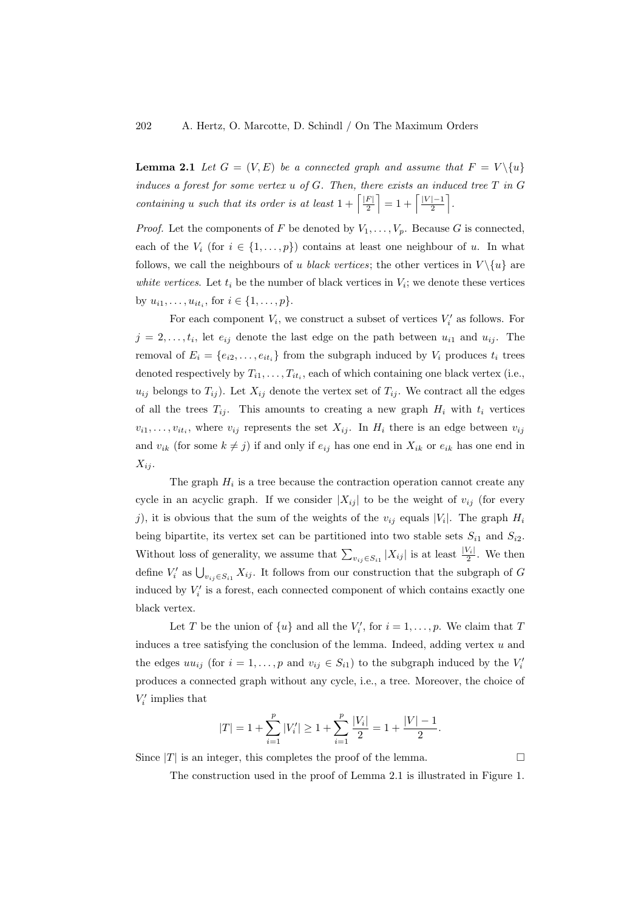**Lemma 2.1** *Let $G = (V, E)$ be a connected graph and assume that $F = V \backslash \{u\}$ induces a forest for some vertex $u$ of $G$. Then, there exists an induced tree $T$ in $G$ containing $u$ such that its order is at least $1 + \left\lceil \frac{|F|}{2} \right\rceil = 1 + \left\lceil \frac{|V|-1}{2} \right\rceil$.*

*Proof.* Let the components of $F$ be denoted by $V_1, \ldots, V_p$. Because $G$ is connected, each of the $V_i$ (for $i \in \{1, \ldots, p\}$) contains at least one neighbour of $u$. In what follows, we call the neighbours of $u$ *black vertices*; the other vertices in $V \backslash \{u\}$ are *white vertices*. Let $t_i$ be the number of black vertices in $V_i$; we denote these vertices by $u_{i1}, \ldots, u_{it_i}$, for $i \in \{1, \ldots, p\}$.

For each component $V_i$, we construct a subset of vertices $V'_i$ as follows. For $j = 2, \ldots, t_i$, let $e_{ij}$ denote the last edge on the path between $u_{i1}$ and $u_{ij}$. The removal of $E_i = \{e_{i2}, \ldots, e_{it_i}\}$ from the subgraph induced by $V_i$ produces $t_i$ trees denoted respectively by $T_{i1}, \ldots, T_{it_i}$, each of which containing one black vertex (i.e., $u_{ij}$ belongs to $T_{ij}$). Let $X_{ij}$ denote the vertex set of $T_{ij}$. We contract all the edges of all the trees $T_{ij}$. This amounts to creating a new graph $H_i$ with $t_i$ vertices $v_{i1}, \ldots, v_{it_i}$, where $v_{ij}$ represents the set $X_{ij}$. In $H_i$ there is an edge between $v_{ij}$ and $v_{ik}$ (for some $k \neq j$) if and only if $e_{ij}$ has one end in $X_{ik}$ or $e_{ik}$ has one end in $X_{ij}$.

The graph $H_i$ is a tree because the contraction operation cannot create any cycle in an acyclic graph. If we consider $|X_{ij}|$ to be the weight of $v_{ij}$ (for every $j$), it is obvious that the sum of the weights of the $v_{ij}$ equals $|V_i|$. The graph $H_i$ being bipartite, its vertex set can be partitioned into two stable sets $S_{i1}$ and $S_{i2}$. Without loss of generality, we assume that $\sum_{v_{ij} \in S_{i1}} |X_{ij}|$ is at least $\frac{|V_i|}{2}$. We then define $V'_i$ as $\bigcup_{v_{ij} \in S_{i1}} X_{ij}$. It follows from our construction that the subgraph of $G$ induced by $V'_i$ is a forest, each connected component of which contains exactly one black vertex.

Let $T$ be the union of $\{u\}$ and all the $V'_i$, for $i = 1, \ldots, p$. We claim that $T$ induces a tree satisfying the conclusion of the lemma. Indeed, adding vertex $u$ and the edges $uu_{ij}$ (for $i = 1, \ldots, p$ and $v_{ij} \in S_{i1}$) to the subgraph induced by the $V'_i$ produces a connected graph without any cycle, i.e., a tree. Moreover, the choice of $V'_i$ implies that

$$|T| = 1 + \sum_{i=1}^{p} |V'_i| \geq 1 + \sum_{i=1}^{p} \frac{|V_i|}{2} = 1 + \frac{|V| - 1}{2}.$$

Since $|T|$ is an integer, this completes the proof of the lemma. $\square$

The construction used in the proof of Lemma 2.1 is illustrated in Figure 1.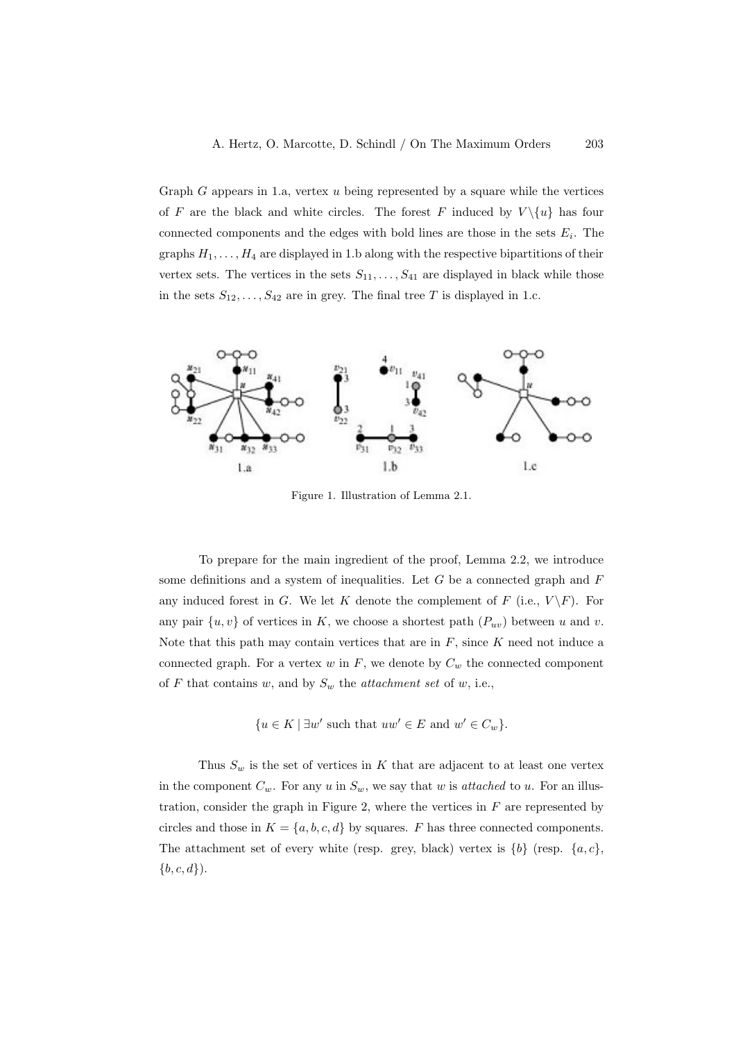Graph $G$ appears in 1.a, vertex $u$ being represented by a square while the vertices of $F$ are the black and white circles. The forest $F$ induced by $V\backslash\{u\}$ has four connected components and the edges with bold lines are those in the sets $E_i$. The graphs $H_1, \ldots, H_4$ are displayed in 1.b along with the respective bipartitions of their vertex sets. The vertices in the sets $S_{11}, \ldots, S_{41}$ are displayed in black while those in the sets $S_{12}, \ldots, S_{42}$ are in grey. The final tree $T$ is displayed in 1.c.

Figure 1. Illustration of Lemma 2.1.

To prepare for the main ingredient of the proof, Lemma 2.2, we introduce some definitions and a system of inequalities. Let $G$ be a connected graph and $F$ any induced forest in $G$. We let $K$ denote the complement of $F$ (i.e., $V\backslash F$). For any pair $\{u, v\}$ of vertices in $K$, we choose a shortest path ($P_{uv}$) between $u$ and $v$. Note that this path may contain vertices that are in $F$, since $K$ need not induce a connected graph. For a vertex $w$ in $F$, we denote by $C_w$ the connected component of $F$ that contains $w$, and by $S_w$ the *attachment set* of $w$, i.e.,

$$\{u \in K \mid \exists w' \text{ such that } uw' \in E \text{ and } w' \in C_w\}.$$

Thus $S_w$ is the set of vertices in $K$ that are adjacent to at least one vertex in the component $C_w$. For any $u$ in $S_w$, we say that $w$ is *attached* to $u$. For an illustration, consider the graph in Figure 2, where the vertices in $F$ are represented by circles and those in $K = \{a, b, c, d\}$ by squares. $F$ has three connected components. The attachment set of every white (resp. grey, black) vertex is $\{b\}$ (resp. $\{a, c\}$, $\{b, c, d\}$).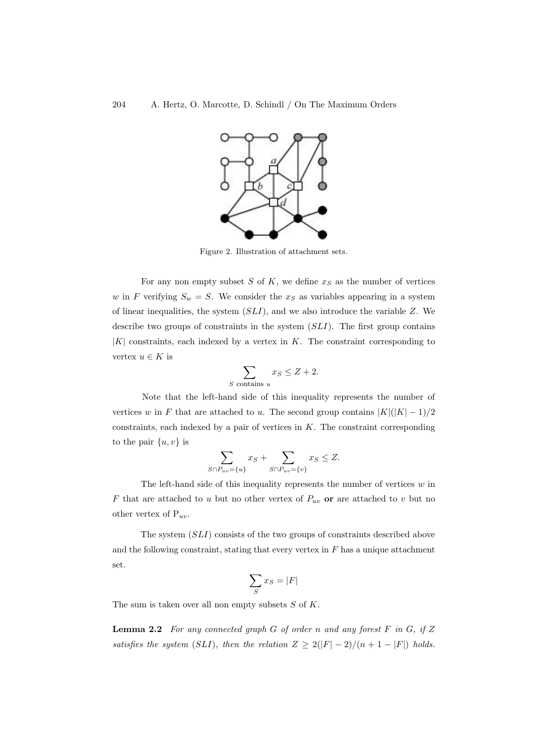Figure 2. Illustration of attachment sets.

For any non empty subset $S$ of $K$, we define $x_S$ as the number of vertices $w$ in $F$ verifying $S_w = S$. We consider the $x_S$ as variables appearing in a system of linear inequalities, the system $(SLI)$, and we also introduce the variable $Z$. We describe two groups of constraints in the system $(SLI)$. The first group contains $|K|$ constraints, each indexed by a vertex in $K$. The constraint corresponding to vertex $u \in K$ is

$$\sum_{S \text{ contains } u} x_S \leq Z + 2.$$

Note that the left-hand side of this inequality represents the number of vertices $w$ in $F$ that are attached to $u$. The second group contains $|K|(|K|-1)/2$ constraints, each indexed by a pair of vertices in $K$. The constraint corresponding to the pair $\{u, v\}$ is

$$\sum_{S \cap P_{uv} = \{u\}} x_S + \sum_{S \cap P_{uv} = \{v\}} x_S \leq Z.$$

The left-hand side of this inequality represents the number of vertices $w$ in $F$ that are attached to $u$ but no other vertex of $P_{uv}$ **or** are attached to $v$ but no other vertex of $P_{uv}$.

The system $(SLI)$ consists of the two groups of constraints described above and the following constraint, stating that every vertex in $F$ has a unique attachment set.

$$\sum_S x_S = |F|$$

The sum is taken over all non empty subsets $S$ of $K$.

**Lemma 2.2** *For any connected graph $G$ of order $n$ and any forest $F$ in $G$, if $Z$ satisfies the system $(SLI)$, then the relation $Z \geq 2(|F|-2)/(n+1-|F|)$ holds.*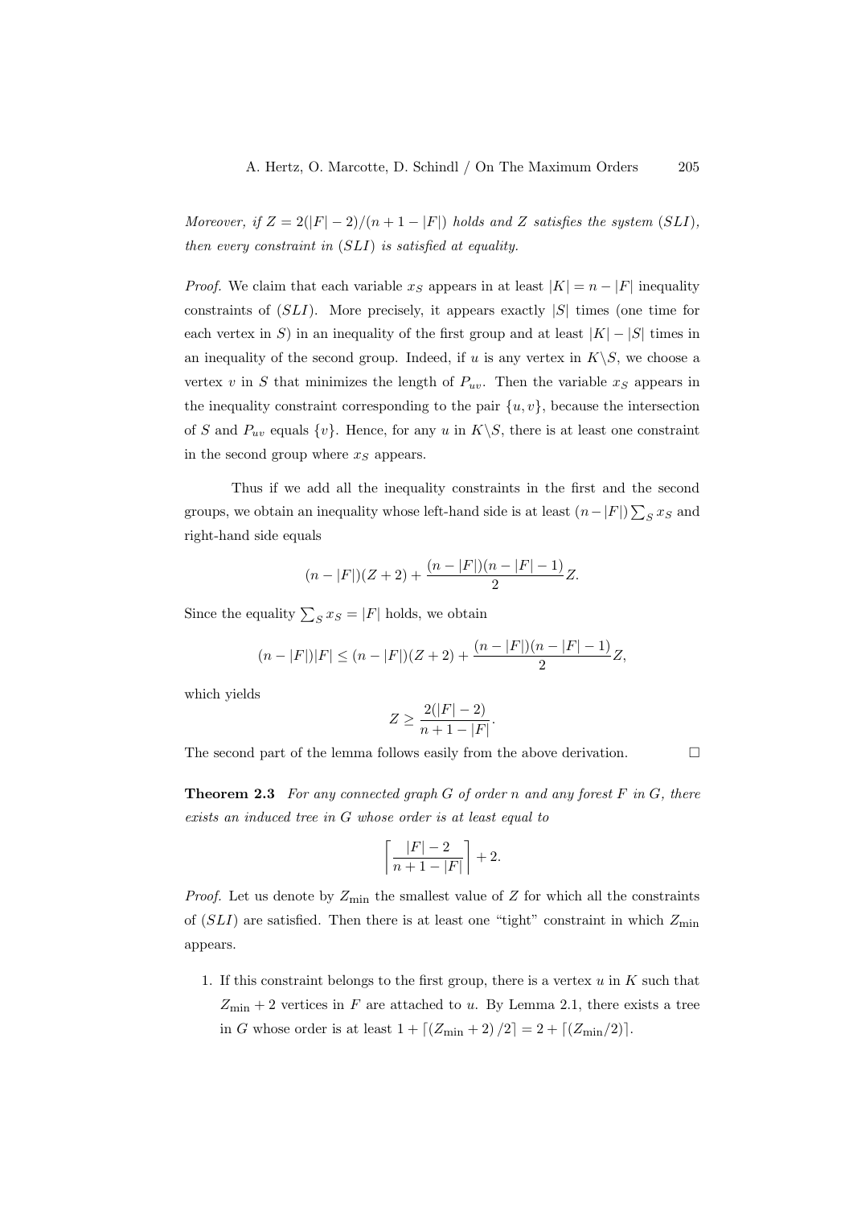*Moreover, if $Z = 2(|F|-2)/(n+1-|F|)$ holds and $Z$ satisfies the system $(SLI)$, then every constraint in $(SLI)$ is satisfied at equality.*

*Proof.* We claim that each variable $x_S$ appears in at least $|K| = n - |F|$ inequality constraints of $(SLI)$. More precisely, it appears exactly $|S|$ times (one time for each vertex in $S$) in an inequality of the first group and at least $|K| - |S|$ times in an inequality of the second group. Indeed, if $u$ is any vertex in $K \backslash S$, we choose a vertex $v$ in $S$ that minimizes the length of $P_{uv}$. Then the variable $x_S$ appears in the inequality constraint corresponding to the pair $\{u, v\}$, because the intersection of $S$ and $P_{uv}$ equals $\{v\}$. Hence, for any $u$ in $K \backslash S$, there is at least one constraint in the second group where $x_S$ appears.

Thus if we add all the inequality constraints in the first and the second groups, we obtain an inequality whose left-hand side is at least $(n-|F|)\sum_S x_S$ and right-hand side equals

$$(n-|F|)(Z+2) + \frac{(n-|F|)(n-|F|-1)}{2}Z.$$

Since the equality $\sum_S x_S = |F|$ holds, we obtain

$$(n-|F|)|F| \leq (n-|F|)(Z+2) + \frac{(n-|F|)(n-|F|-1)}{2}Z,$$

which yields

$$Z \geq \frac{2(|F|-2)}{n+1-|F|}.$$

The second part of the lemma follows easily from the above derivation. □

**Theorem 2.3** *For any connected graph $G$ of order $n$ and any forest $F$ in $G$, there exists an induced tree in $G$ whose order is at least equal to*

$$\left\lceil \frac{|F|-2}{n+1-|F|} \right\rceil + 2.$$

*Proof.* Let us denote by $Z_{\min}$ the smallest value of $Z$ for which all the constraints of $(SLI)$ are satisfied. Then there is at least one "tight" constraint in which $Z_{\min}$ appears.

1. If this constraint belongs to the first group, there is a vertex $u$ in $K$ such that $Z_{\min} + 2$ vertices in $F$ are attached to $u$. By Lemma 2.1, there exists a tree in $G$ whose order is at least $1 + \lceil (Z_{\min} + 2)/2 \rceil = 2 + \lceil (Z_{\min}/2) \rceil$.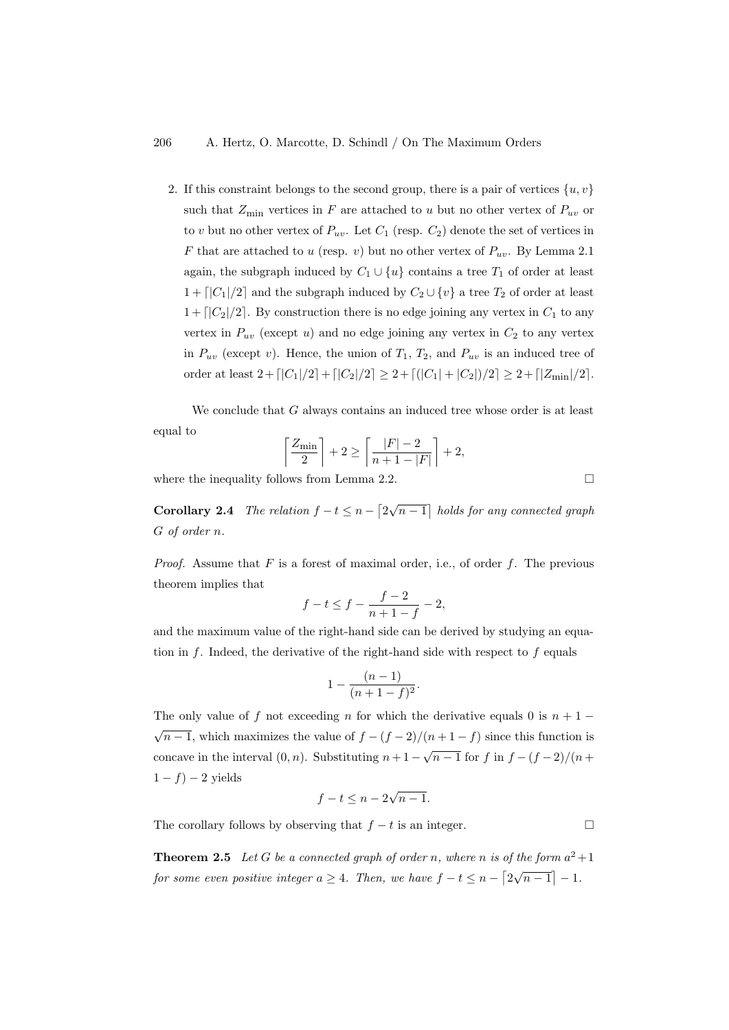2. If this constraint belongs to the second group, there is a pair of vertices $\{u, v\}$ such that $Z_{\min}$ vertices in $F$ are attached to $u$ but no other vertex of $P_{uv}$ or to $v$ but no other vertex of $P_{uv}$. Let $C_1$ (resp. $C_2$) denote the set of vertices in $F$ that are attached to $u$ (resp. $v$) but no other vertex of $P_{uv}$. By Lemma 2.1 again, the subgraph induced by $C_1 \cup \{u\}$ contains a tree $T_1$ of order at least $1 + \lceil |C_1|/2 \rceil$ and the subgraph induced by $C_2 \cup \{v\}$ a tree $T_2$ of order at least $1 + \lceil |C_2|/2 \rceil$. By construction there is no edge joining any vertex in $C_1$ to any vertex in $P_{uv}$ (except $u$) and no edge joining any vertex in $C_2$ to any vertex in $P_{uv}$ (except $v$). Hence, the union of $T_1$, $T_2$, and $P_{uv}$ is an induced tree of order at least $2 + \lceil |C_1|/2 \rceil + \lceil |C_2|/2 \rceil \geq 2 + \lceil (|C_1| + |C_2|)/2 \rceil \geq 2 + \lceil |Z_{\min}|/2 \rceil$.

We conclude that $G$ always contains an induced tree whose order is at least equal to

$$\left\lceil \frac{Z_{\min}}{2} \right\rceil + 2 \geq \left\lceil \frac{|F| - 2}{n + 1 - |F|} \right\rceil + 2,$$

where the inequality follows from Lemma 2.2. □

**Corollary 2.4** *The relation $f - t \leq n - \lceil 2\sqrt{n-1} \rceil$ holds for any connected graph $G$ of order $n$.*

*Proof.* Assume that $F$ is a forest of maximal order, i.e., of order $f$. The previous theorem implies that

$$f - t \leq f - \frac{f-2}{n+1-f} - 2,$$

and the maximum value of the right-hand side can be derived by studying an equation in $f$. Indeed, the derivative of the right-hand side with respect to $f$ equals

$$1 - \frac{(n-1)}{(n+1-f)^2}.$$

The only value of $f$ not exceeding $n$ for which the derivative equals 0 is $n + 1 - \sqrt{n-1}$, which maximizes the value of $f - (f-2)/(n+1-f)$ since this function is concave in the interval $(0, n)$. Substituting $n + 1 - \sqrt{n-1}$ for $f$ in $f - (f-2)/(n + 1 - f) - 2$ yields

$$f - t \leq n - 2\sqrt{n-1}.$$

The corollary follows by observing that $f - t$ is an integer. □

**Theorem 2.5** *Let $G$ be a connected graph of order $n$, where $n$ is of the form $a^2 + 1$ for some even positive integer $a \geq 4$. Then, we have $f - t \leq n - \lceil 2\sqrt{n-1} \rceil - 1$.*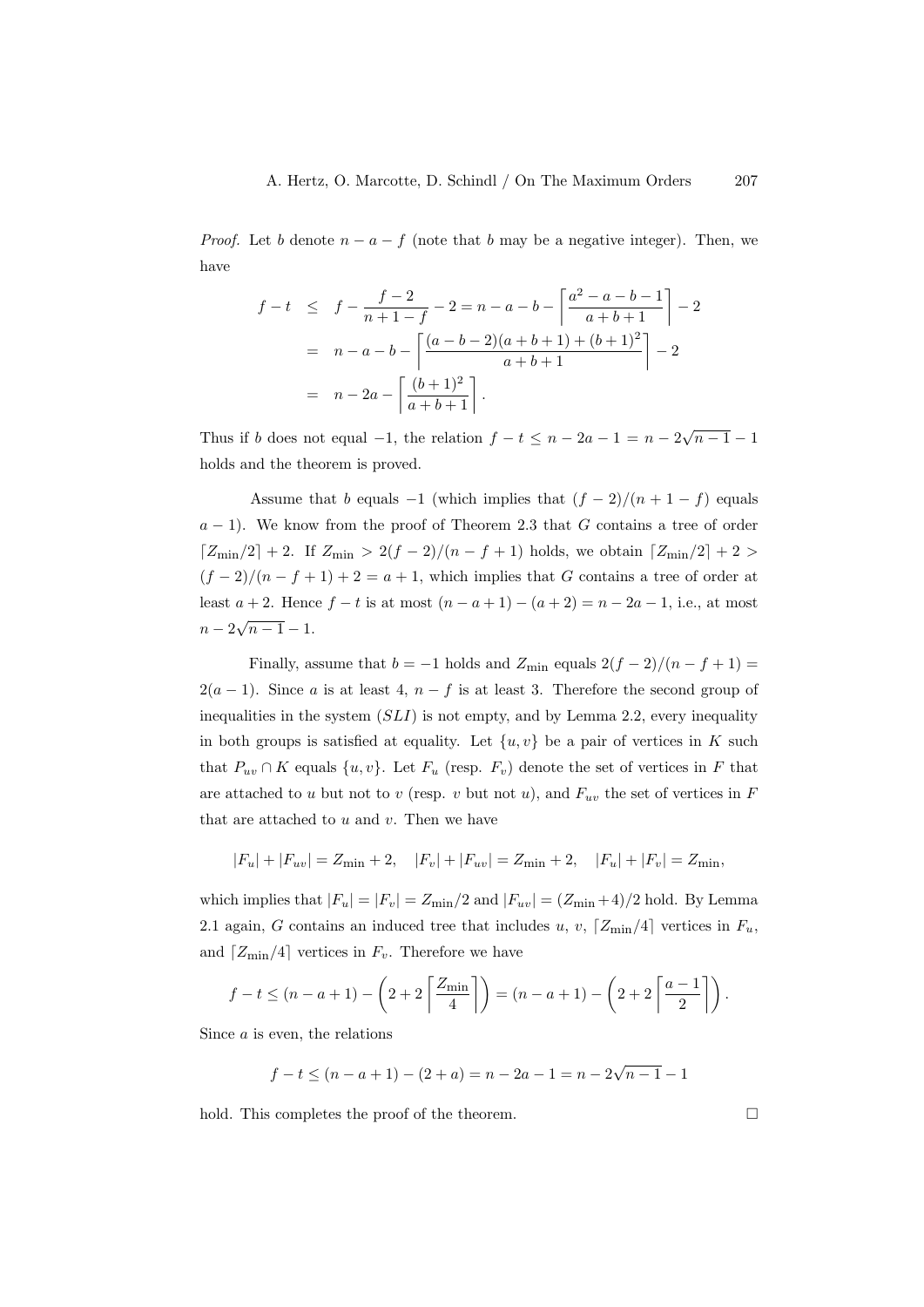*Proof.* Let $b$ denote $n - a - f$ (note that $b$ may be a negative integer). Then, we have

$$
\begin{aligned}
f - t &\leq f - \frac{f-2}{n+1-f} - 2 = n - a - b - \left\lceil \frac{a^2 - a - b - 1}{a + b + 1} \right\rceil - 2 \\
&= n - a - b - \left\lceil \frac{(a - b - 2)(a + b + 1) + (b+1)^2}{a + b + 1} \right\rceil - 2 \\
&= n - 2a - \left\lceil \frac{(b+1)^2}{a + b + 1} \right\rceil .
\end{aligned}
$$

Thus if $b$ does not equal $-1$, the relation $f - t \leq n - 2a - 1 = n - 2\sqrt{n-1} - 1$ holds and the theorem is proved.

Assume that $b$ equals $-1$ (which implies that $(f-2)/(n+1-f)$ equals $a-1$). We know from the proof of Theorem 2.3 that $G$ contains a tree of order $\lceil Z_{\min}/2 \rceil + 2$. If $Z_{\min} > 2(f-2)/(n-f+1)$ holds, we obtain $\lceil Z_{\min}/2 \rceil + 2 > (f-2)/(n-f+1) + 2 = a + 1$, which implies that $G$ contains a tree of order at least $a + 2$. Hence $f - t$ is at most $(n - a + 1) - (a + 2) = n - 2a - 1$, i.e., at most $n - 2\sqrt{n-1} - 1$.

Finally, assume that $b = -1$ holds and $Z_{\min}$ equals $2(f-2)/(n-f+1) = 2(a-1)$. Since $a$ is at least 4, $n - f$ is at least 3. Therefore the second group of inequalities in the system $(SLI)$ is not empty, and by Lemma 2.2, every inequality in both groups is satisfied at equality. Let $\{u, v\}$ be a pair of vertices in $K$ such that $P_{uv} \cap K$ equals $\{u, v\}$. Let $F_u$ (resp. $F_v$) denote the set of vertices in $F$ that are attached to $u$ but not to $v$ (resp. $v$ but not $u$), and $F_{uv}$ the set of vertices in $F$ that are attached to $u$ and $v$. Then we have

$$
|F_u| + |F_{uv}| = Z_{\min} + 2, \quad |F_v| + |F_{uv}| = Z_{\min} + 2, \quad |F_u| + |F_v| = Z_{\min},
$$

which implies that $|F_u| = |F_v| = Z_{\min}/2$ and $|F_{uv}| = (Z_{\min} + 4)/2$ hold. By Lemma 2.1 again, $G$ contains an induced tree that includes $u$, $v$, $\lceil Z_{\min}/4 \rceil$ vertices in $F_u$, and $\lceil Z_{\min}/4 \rceil$ vertices in $F_v$. Therefore we have

$$
f - t \leq (n - a + 1) - \left(2 + 2\left\lceil \frac{Z_{\min}}{4} \right\rceil\right) = (n - a + 1) - \left(2 + 2\left\lceil \frac{a-1}{2} \right\rceil\right).
$$

Since $a$ is even, the relations

$$
f - t \leq (n - a + 1) - (2 + a) = n - 2a - 1 = n - 2\sqrt{n-1} - 1
$$

hold. This completes the proof of the theorem. $\square$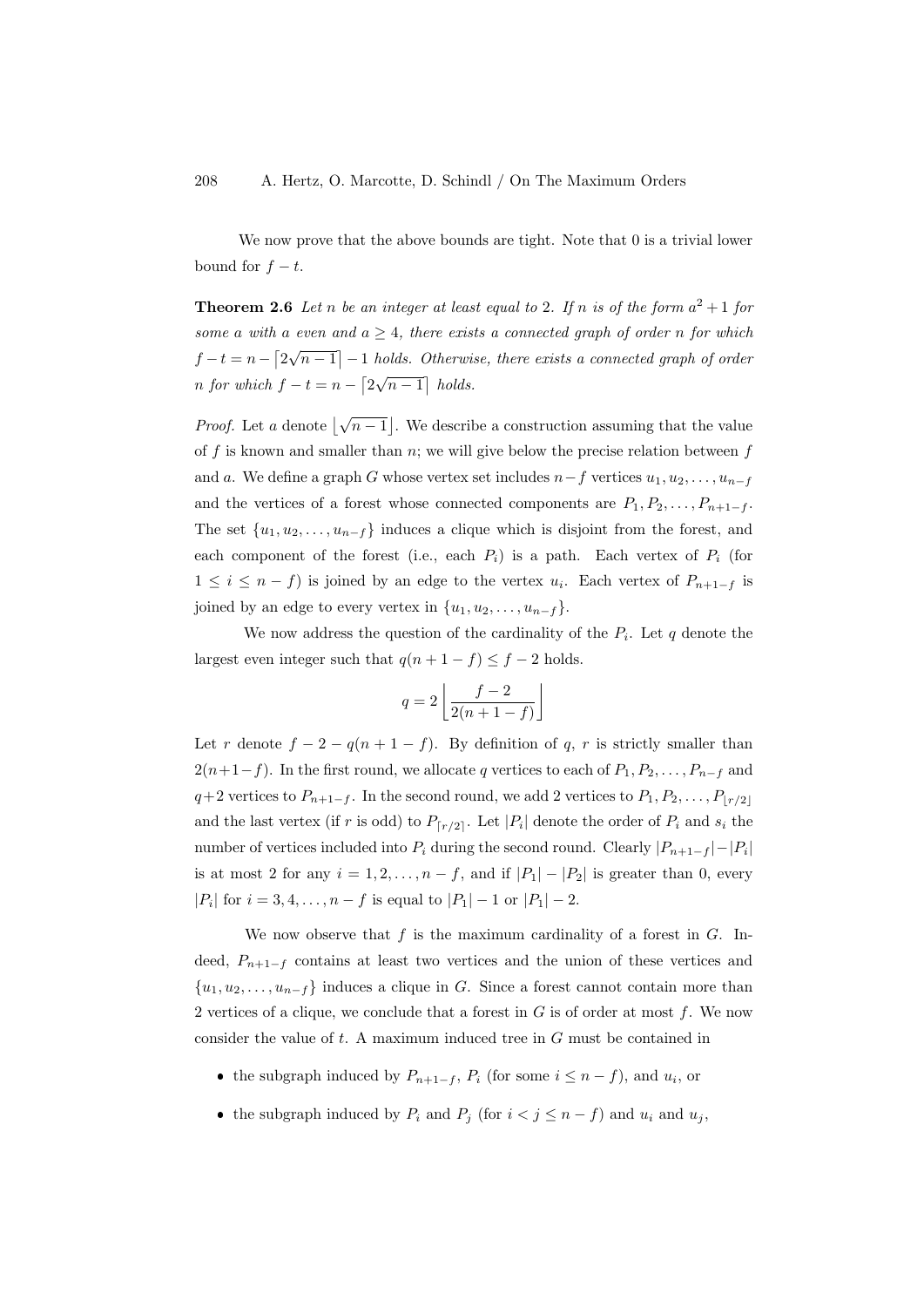We now prove that the above bounds are tight. Note that 0 is a trivial lower bound for $f - t$.

**Theorem 2.6** *Let $n$ be an integer at least equal to 2. If $n$ is of the form $a^2 + 1$ for some $a$ with $a$ even and $a \geq 4$, there exists a connected graph of order $n$ for which $f - t = n - \lceil 2\sqrt{n-1} \rceil - 1$ holds. Otherwise, there exists a connected graph of order $n$ for which $f - t = n - \lceil 2\sqrt{n-1} \rceil$ holds.*

*Proof.* Let $a$ denote $\lfloor \sqrt{n-1} \rfloor$. We describe a construction assuming that the value of $f$ is known and smaller than $n$; we will give below the precise relation between $f$ and $a$. We define a graph $G$ whose vertex set includes $n - f$ vertices $u_1, u_2, \ldots, u_{n-f}$ and the vertices of a forest whose connected components are $P_1, P_2, \ldots, P_{n+1-f}$. The set $\{u_1, u_2, \ldots, u_{n-f}\}$ induces a clique which is disjoint from the forest, and each component of the forest (i.e., each $P_i$) is a path. Each vertex of $P_i$ (for $1 \leq i \leq n - f$) is joined by an edge to the vertex $u_i$. Each vertex of $P_{n+1-f}$ is joined by an edge to every vertex in $\{u_1, u_2, \ldots, u_{n-f}\}$.

We now address the question of the cardinality of the $P_i$. Let $q$ denote the largest even integer such that $q(n + 1 - f) \leq f - 2$ holds.

$$q = 2 \left\lfloor \frac{f-2}{2(n+1-f)} \right\rfloor$$

Let $r$ denote $f - 2 - q(n + 1 - f)$. By definition of $q$, $r$ is strictly smaller than $2(n+1-f)$. In the first round, we allocate $q$ vertices to each of $P_1, P_2, \ldots, P_{n-f}$ and $q+2$ vertices to $P_{n+1-f}$. In the second round, we add 2 vertices to $P_1, P_2, \ldots, P_{\lfloor r/2 \rfloor}$ and the last vertex (if $r$ is odd) to $P_{\lceil r/2 \rceil}$. Let $|P_i|$ denote the order of $P_i$ and $s_i$ the number of vertices included into $P_i$ during the second round. Clearly $|P_{n+1-f}| - |P_i|$ is at most 2 for any $i = 1, 2, \ldots, n - f$, and if $|P_1| - |P_2|$ is greater than 0, every $|P_i|$ for $i = 3, 4, \ldots, n - f$ is equal to $|P_1| - 1$ or $|P_1| - 2$.

We now observe that $f$ is the maximum cardinality of a forest in $G$. Indeed, $P_{n+1-f}$ contains at least two vertices and the union of these vertices and $\{u_1, u_2, \ldots, u_{n-f}\}$ induces a clique in $G$. Since a forest cannot contain more than 2 vertices of a clique, we conclude that a forest in $G$ is of order at most $f$. We now consider the value of $t$. A maximum induced tree in $G$ must be contained in

- the subgraph induced by $P_{n+1-f}$, $P_i$ (for some $i \leq n - f$), and $u_i$, or
- the subgraph induced by $P_i$ and $P_j$ (for $i < j \leq n - f$) and $u_i$ and $u_j$,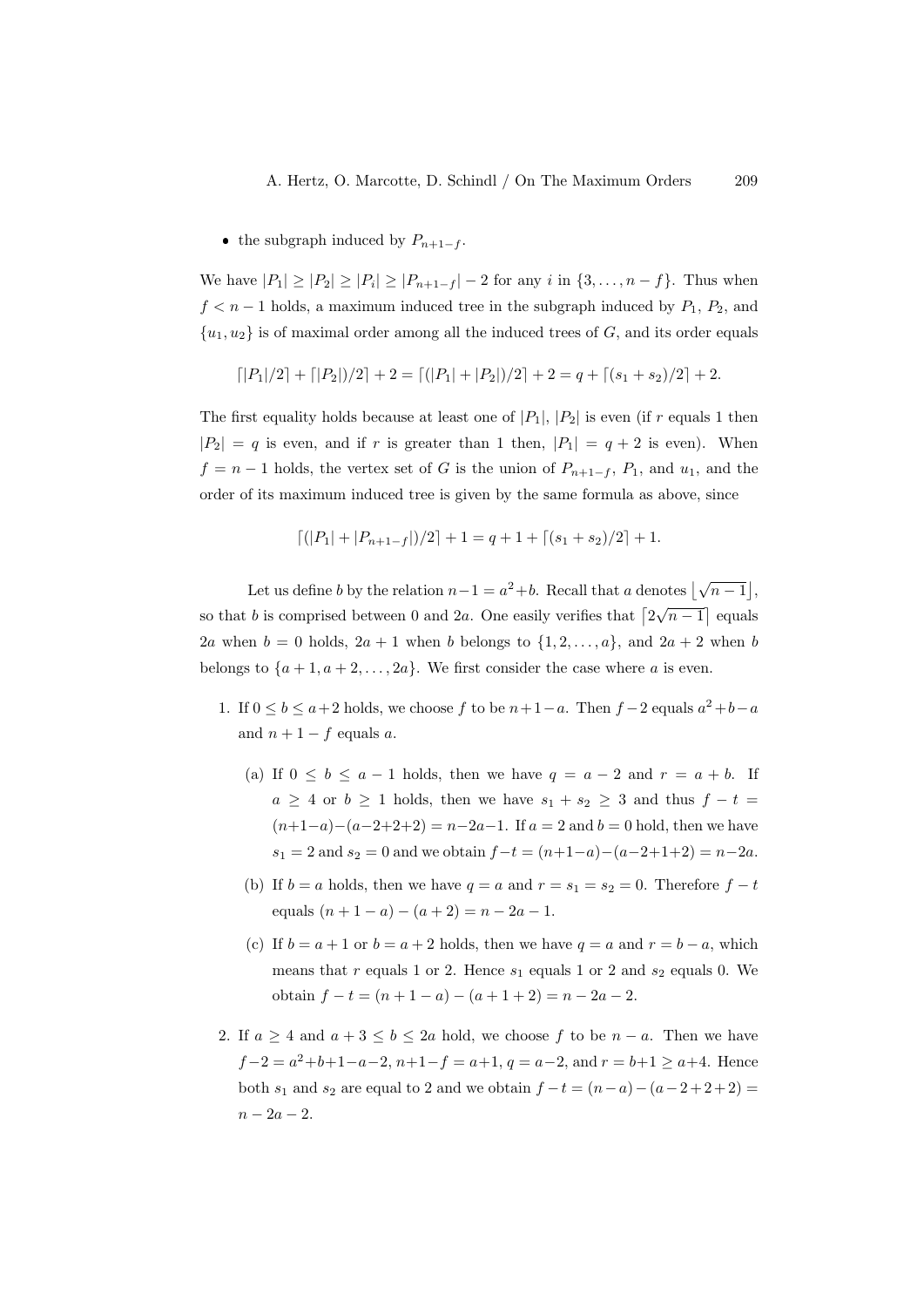- the subgraph induced by $P_{n+1-f}$.

We have $|P_1| \geq |P_2| \geq |P_i| \geq |P_{n+1-f}| - 2$ for any $i$ in $\{3, \dots, n-f\}$. Thus when $f < n-1$ holds, a maximum induced tree in the subgraph induced by $P_1$, $P_2$, and $\{u_1, u_2\}$ is of maximal order among all the induced trees of $G$, and its order equals

$$\lceil |P_1|/2 \rceil + \lceil |P_2| )/2 \rceil + 2 = \lceil (|P_1| + |P_2|)/2 \rceil + 2 = q + \lceil (s_1 + s_2)/2 \rceil + 2.$$

The first equality holds because at least one of $|P_1|$, $|P_2|$ is even (if $r$ equals 1 then $|P_2| = q$ is even, and if $r$ is greater than 1 then, $|P_1| = q + 2$ is even). When $f = n-1$ holds, the vertex set of $G$ is the union of $P_{n+1-f}$, $P_1$, and $u_1$, and the order of its maximum induced tree is given by the same formula as above, since

$$\lceil (|P_1| + |P_{n+1-f}|)/2 \rceil + 1 = q + 1 + \lceil (s_1 + s_2)/2 \rceil + 1.$$

Let us define $b$ by the relation $n-1 = a^2 + b$. Recall that $a$ denotes $\lfloor \sqrt{n-1} \rfloor$, so that $b$ is comprised between 0 and $2a$. One easily verifies that $\lceil 2\sqrt{n-1} \rceil$ equals $2a$ when $b = 0$ holds, $2a + 1$ when $b$ belongs to $\{1, 2, \dots, a\}$, and $2a + 2$ when $b$ belongs to $\{a+1, a+2, \dots, 2a\}$. We first consider the case where $a$ is even.

1. If $0 \leq b \leq a+2$ holds, we choose $f$ to be $n+1-a$. Then $f-2$ equals $a^2+b-a$ and $n+1-f$ equals $a$.

   (a) If $0 \leq b \leq a-1$ holds, then we have $q = a-2$ and $r = a+b$. If $a \geq 4$ or $b \geq 1$ holds, then we have $s_1 + s_2 \geq 3$ and thus $f - t = (n+1-a) - (a-2+2+2) = n-2a-1$. If $a = 2$ and $b = 0$ hold, then we have $s_1 = 2$ and $s_2 = 0$ and we obtain $f - t = (n+1-a) - (a-2+1+2) = n-2a$.

   (b) If $b = a$ holds, then we have $q = a$ and $r = s_1 = s_2 = 0$. Therefore $f - t$ equals $(n+1-a) - (a+2) = n-2a-1$.

   (c) If $b = a+1$ or $b = a+2$ holds, then we have $q = a$ and $r = b-a$, which means that $r$ equals 1 or 2. Hence $s_1$ equals 1 or 2 and $s_2$ equals 0. We obtain $f - t = (n+1-a) - (a+1+2) = n-2a-2$.

2. If $a \geq 4$ and $a+3 \leq b \leq 2a$ hold, we choose $f$ to be $n-a$. Then we have $f-2 = a^2+b+1-a-2$, $n+1-f = a+1$, $q = a-2$, and $r = b+1 \geq a+4$. Hence both $s_1$ and $s_2$ are equal to 2 and we obtain $f - t = (n-a) - (a-2+2+2) = n-2a-2$.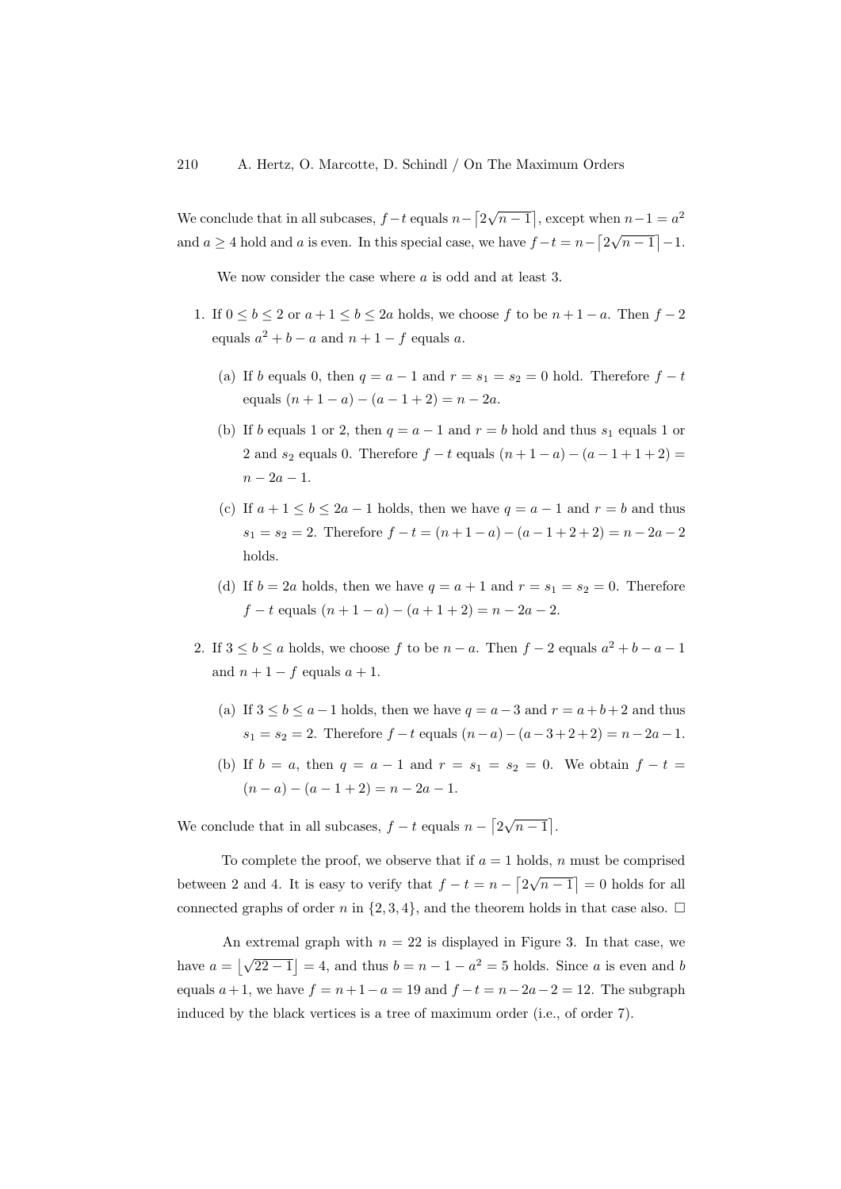We conclude that in all subcases, $f-t$ equals $n-\lceil 2\sqrt{n-1}\rceil$, except when $n-1=a^2$ and $a \geq 4$ hold and $a$ is even. In this special case, we have $f-t = n-\lceil 2\sqrt{n-1}\rceil -1$.

We now consider the case where $a$ is odd and at least 3.

1. If $0 \leq b \leq 2$ or $a+1 \leq b \leq 2a$ holds, we choose $f$ to be $n+1-a$. Then $f-2$ equals $a^2+b-a$ and $n+1-f$ equals $a$.
   (a) If $b$ equals 0, then $q = a-1$ and $r = s_1 = s_2 = 0$ hold. Therefore $f-t$ equals $(n+1-a)-(a-1+2) = n-2a$.
   (b) If $b$ equals 1 or 2, then $q = a-1$ and $r = b$ hold and thus $s_1$ equals 1 or 2 and $s_2$ equals 0. Therefore $f-t$ equals $(n+1-a)-(a-1+1+2) = n-2a-1$.
   (c) If $a+1 \leq b \leq 2a-1$ holds, then we have $q = a-1$ and $r = b$ and thus $s_1 = s_2 = 2$. Therefore $f-t = (n+1-a)-(a-1+2+2) = n-2a-2$ holds.
   (d) If $b = 2a$ holds, then we have $q = a+1$ and $r = s_1 = s_2 = 0$. Therefore $f-t$ equals $(n+1-a)-(a+1+2) = n-2a-2$.
2. If $3 \leq b \leq a$ holds, we choose $f$ to be $n-a$. Then $f-2$ equals $a^2+b-a-1$ and $n+1-f$ equals $a+1$.
   (a) If $3 \leq b \leq a-1$ holds, then we have $q = a-3$ and $r = a+b+2$ and thus $s_1 = s_2 = 2$. Therefore $f-t$ equals $(n-a)-(a-3+2+2) = n-2a-1$.
   (b) If $b = a$, then $q = a-1$ and $r = s_1 = s_2 = 0$. We obtain $f-t = (n-a)-(a-1+2) = n-2a-1$.

We conclude that in all subcases, $f-t$ equals $n-\lceil 2\sqrt{n-1}\rceil$.

To complete the proof, we observe that if $a=1$ holds, $n$ must be comprised between 2 and 4. It is easy to verify that $f-t = n-\lceil 2\sqrt{n-1}\rceil = 0$ holds for all connected graphs of order $n$ in $\{2,3,4\}$, and the theorem holds in that case also. □

An extremal graph with $n=22$ is displayed in Figure 3. In that case, we have $a = \lfloor \sqrt{22-1} \rfloor = 4$, and thus $b = n-1-a^2 = 5$ holds. Since $a$ is even and $b$ equals $a+1$, we have $f = n+1-a = 19$ and $f-t = n-2a-2 = 12$. The subgraph induced by the black vertices is a tree of maximum order (i.e., of order 7).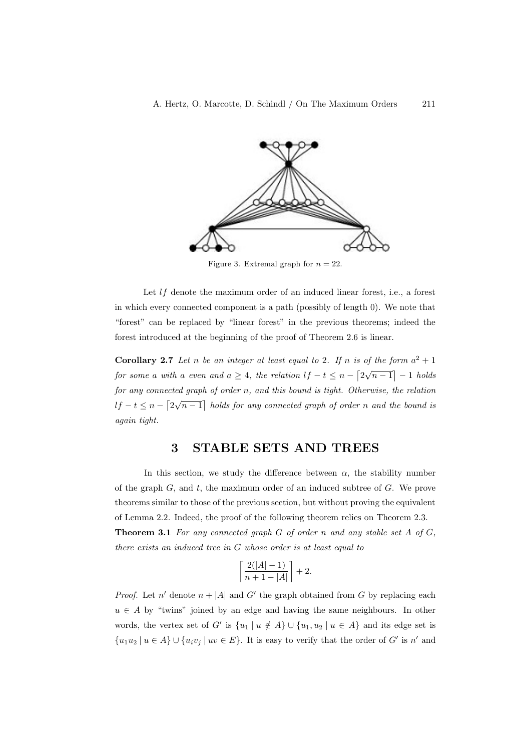Figure 3. Extremal graph for $n = 22$.

Let $lf$ denote the maximum order of an induced linear forest, i.e., a forest in which every connected component is a path (possibly of length 0). We note that "forest" can be replaced by "linear forest" in the previous theorems; indeed the forest introduced at the beginning of the proof of Theorem 2.6 is linear.

**Corollary 2.7** *Let $n$ be an integer at least equal to 2. If $n$ is of the form $a^2 + 1$ for some $a$ with $a$ even and $a \geq 4$, the relation $lf - t \leq n - \lceil 2\sqrt{n-1} \rceil - 1$ holds for any connected graph of order $n$, and this bound is tight. Otherwise, the relation $lf - t \leq n - \lceil 2\sqrt{n-1} \rceil$ holds for any connected graph of order $n$ and the bound is again tight.*

## 3 STABLE SETS AND TREES

In this section, we study the difference between $\alpha$, the stability number of the graph $G$, and $t$, the maximum order of an induced subtree of $G$. We prove theorems similar to those of the previous section, but without proving the equivalent of Lemma 2.2. Indeed, the proof of the following theorem relies on Theorem 2.3.

**Theorem 3.1** *For any connected graph $G$ of order $n$ and any stable set $A$ of $G$, there exists an induced tree in $G$ whose order is at least equal to*

$$\left\lceil \frac{2(|A| - 1)}{n + 1 - |A|} \right\rceil + 2.$$

*Proof.* Let $n'$ denote $n + |A|$ and $G'$ the graph obtained from $G$ by replacing each $u \in A$ by "twins" joined by an edge and having the same neighbours. In other words, the vertex set of $G'$ is $\{u_1 \mid u \notin A\} \cup \{u_1, u_2 \mid u \in A\}$ and its edge set is $\{u_1u_2 \mid u \in A\} \cup \{u_iv_j \mid uv \in E\}$. It is easy to verify that the order of $G'$ is $n'$ and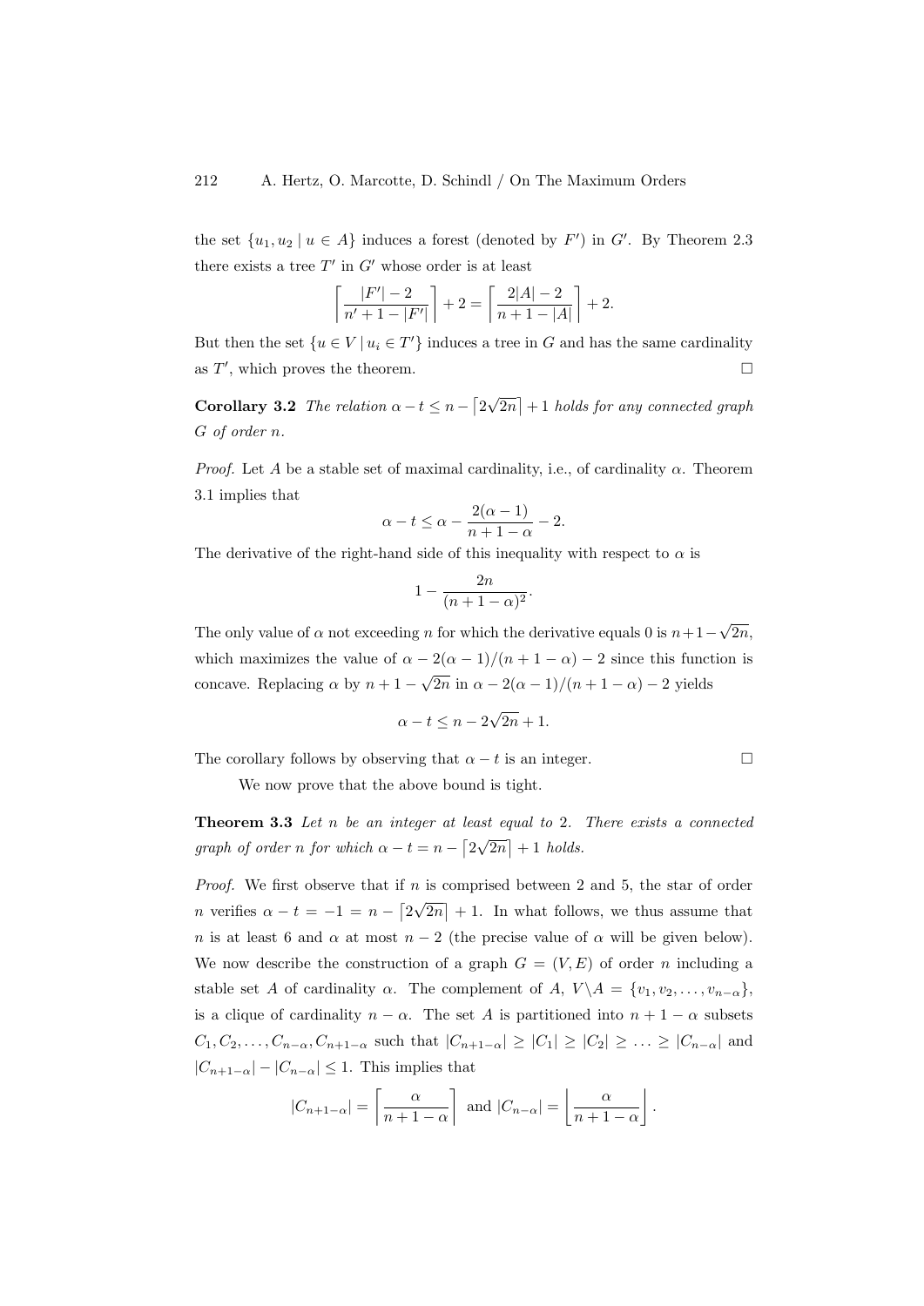the set $\{u_1, u_2 \mid u \in A\}$ induces a forest (denoted by $F'$) in $G'$. By Theorem 2.3 there exists a tree $T'$ in $G'$ whose order is at least

$$\left\lceil \frac{|F'|-2}{n'+1-|F'|} \right\rceil + 2 = \left\lceil \frac{2|A|-2}{n+1-|A|} \right\rceil + 2.$$

But then the set $\{u \in V \mid u_i \in T'\}$ induces a tree in $G$ and has the same cardinality as $T'$, which proves the theorem. □

**Corollary 3.2** *The relation $\alpha - t \leq n - \lceil 2\sqrt{2n} \rceil + 1$ holds for any connected graph $G$ of order $n$.*

*Proof.* Let $A$ be a stable set of maximal cardinality, i.e., of cardinality $\alpha$. Theorem 3.1 implies that

$$\alpha - t \leq \alpha - \frac{2(\alpha-1)}{n+1-\alpha} - 2.$$

The derivative of the right-hand side of this inequality with respect to $\alpha$ is

$$1 - \frac{2n}{(n+1-\alpha)^2}.$$

The only value of $\alpha$ not exceeding $n$ for which the derivative equals 0 is $n+1-\sqrt{2n}$, which maximizes the value of $\alpha - 2(\alpha-1)/(n+1-\alpha) - 2$ since this function is concave. Replacing $\alpha$ by $n+1-\sqrt{2n}$ in $\alpha - 2(\alpha-1)/(n+1-\alpha) - 2$ yields

$$\alpha - t \leq n - 2\sqrt{2n} + 1.$$

The corollary follows by observing that $\alpha - t$ is an integer. □

We now prove that the above bound is tight.

**Theorem 3.3** *Let $n$ be an integer at least equal to 2. There exists a connected graph of order $n$ for which $\alpha - t = n - \lceil 2\sqrt{2n} \rceil + 1$ holds.*

*Proof.* We first observe that if $n$ is comprised between 2 and 5, the star of order $n$ verifies $\alpha - t = -1 = n - \lceil 2\sqrt{2n} \rceil + 1$. In what follows, we thus assume that $n$ is at least 6 and $\alpha$ at most $n-2$ (the precise value of $\alpha$ will be given below). We now describe the construction of a graph $G = (V, E)$ of order $n$ including a stable set $A$ of cardinality $\alpha$. The complement of $A$, $V \backslash A = \{v_1, v_2, \ldots, v_{n-\alpha}\}$, is a clique of cardinality $n - \alpha$. The set $A$ is partitioned into $n+1-\alpha$ subsets $C_1, C_2, \ldots, C_{n-\alpha}, C_{n+1-\alpha}$ such that $|C_{n+1-\alpha}| \geq |C_1| \geq |C_2| \geq \ldots \geq |C_{n-\alpha}|$ and $|C_{n+1-\alpha}| - |C_{n-\alpha}| \leq 1$. This implies that

$$|C_{n+1-\alpha}| = \left\lceil \frac{\alpha}{n+1-\alpha} \right\rceil \text{ and } |C_{n-\alpha}| = \left\lfloor \frac{\alpha}{n+1-\alpha} \right\rfloor.$$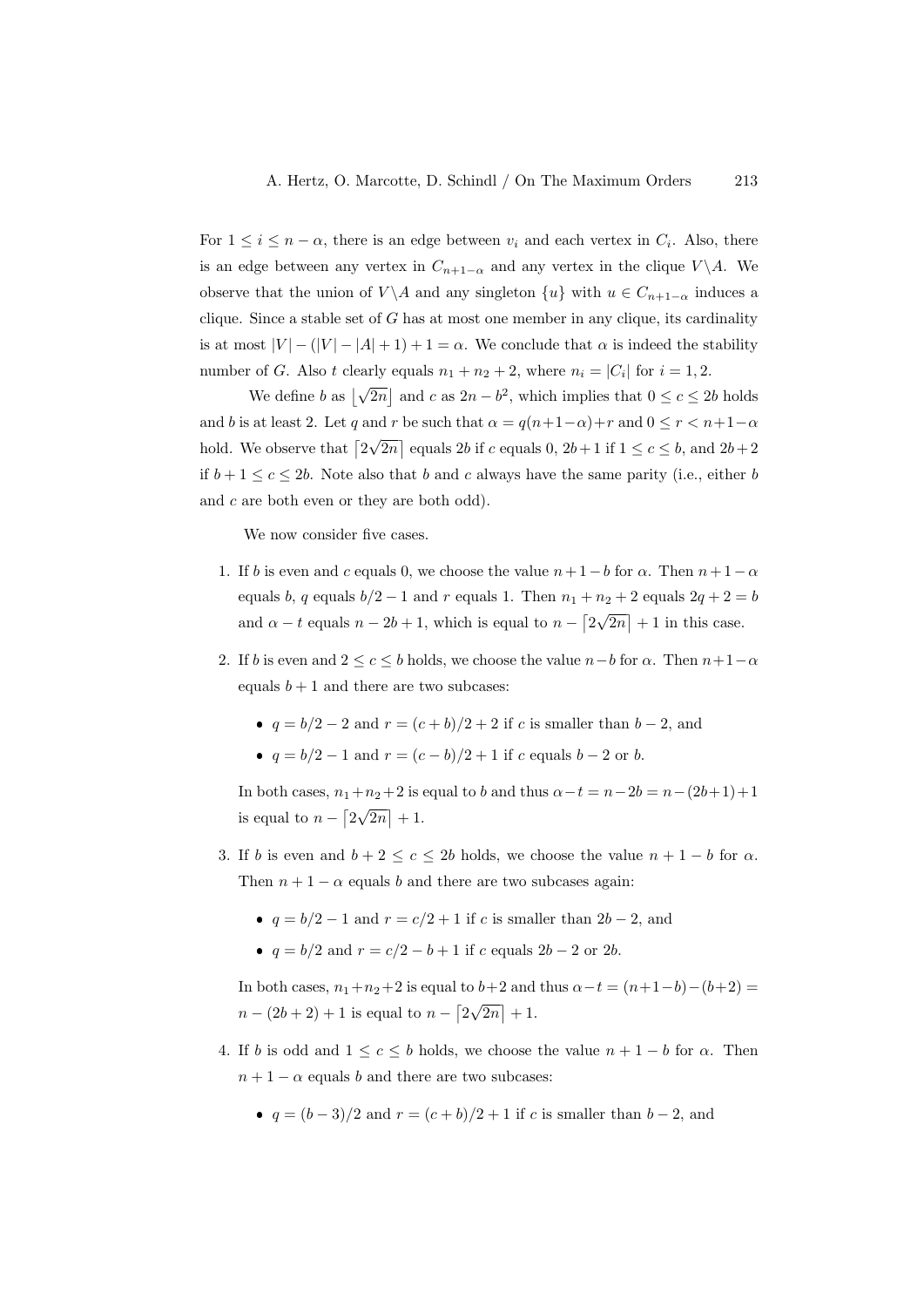For $1 \leq i \leq n - \alpha$, there is an edge between $v_i$ and each vertex in $C_i$. Also, there is an edge between any vertex in $C_{n+1-\alpha}$ and any vertex in the clique $V \backslash A$. We observe that the union of $V \backslash A$ and any singleton $\{u\}$ with $u \in C_{n+1-\alpha}$ induces a clique. Since a stable set of $G$ has at most one member in any clique, its cardinality is at most $|V| - (|V| - |A| + 1) + 1 = \alpha$. We conclude that $\alpha$ is indeed the stability number of $G$. Also $t$ clearly equals $n_1 + n_2 + 2$, where $n_i = |C_i|$ for $i = 1, 2$.

We define $b$ as $\lfloor \sqrt{2n} \rfloor$ and $c$ as $2n - b^2$, which implies that $0 \leq c \leq 2b$ holds and $b$ is at least 2. Let $q$ and $r$ be such that $\alpha = q(n+1-\alpha)+r$ and $0 \leq r < n+1-\alpha$ hold. We observe that $\lceil 2\sqrt{2n} \rceil$ equals $2b$ if $c$ equals 0, $2b+1$ if $1 \leq c \leq b$, and $2b+2$ if $b+1 \leq c \leq 2b$. Note also that $b$ and $c$ always have the same parity (i.e., either $b$ and $c$ are both even or they are both odd).

We now consider five cases.

1. If $b$ is even and $c$ equals 0, we choose the value $n+1-b$ for $\alpha$. Then $n+1-\alpha$ equals $b$, $q$ equals $b/2 - 1$ and $r$ equals 1. Then $n_1 + n_2 + 2$ equals $2q + 2 = b$ and $\alpha - t$ equals $n - 2b + 1$, which is equal to $n - \lceil 2\sqrt{2n} \rceil + 1$ in this case.

2. If $b$ is even and $2 \leq c \leq b$ holds, we choose the value $n-b$ for $\alpha$. Then $n+1-\alpha$ equals $b+1$ and there are two subcases:

   - $q = b/2 - 2$ and $r = (c+b)/2 + 2$ if $c$ is smaller than $b - 2$, and
   - $q = b/2 - 1$ and $r = (c-b)/2 + 1$ if $c$ equals $b - 2$ or $b$.

   In both cases, $n_1+n_2+2$ is equal to $b$ and thus $\alpha - t = n-2b = n-(2b+1)+1$ is equal to $n - \lceil 2\sqrt{2n} \rceil + 1$.

3. If $b$ is even and $b + 2 \leq c \leq 2b$ holds, we choose the value $n + 1 - b$ for $\alpha$. Then $n + 1 - \alpha$ equals $b$ and there are two subcases again:

   - $q = b/2 - 1$ and $r = c/2 + 1$ if $c$ is smaller than $2b - 2$, and
   - $q = b/2$ and $r = c/2 - b + 1$ if $c$ equals $2b - 2$ or $2b$.

   In both cases, $n_1+n_2+2$ is equal to $b+2$ and thus $\alpha - t = (n+1-b) - (b+2) = n - (2b + 2) + 1$ is equal to $n - \lceil 2\sqrt{2n} \rceil + 1$.

4. If $b$ is odd and $1 \leq c \leq b$ holds, we choose the value $n + 1 - b$ for $\alpha$. Then $n + 1 - \alpha$ equals $b$ and there are two subcases:

   - $q = (b-3)/2$ and $r = (c+b)/2 + 1$ if $c$ is smaller than $b - 2$, and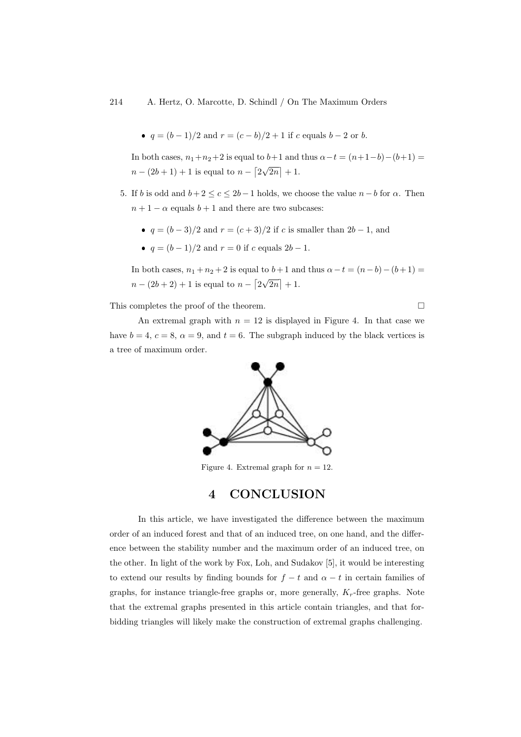- $q = (b-1)/2$ and $r = (c-b)/2 + 1$ if $c$ equals $b-2$ or $b$.

  In both cases, $n_1 + n_2 + 2$ is equal to $b+1$ and thus $\alpha - t = (n+1-b) - (b+1) = n - (2b+1) + 1$ is equal to $n - \lceil 2\sqrt{2n} \rceil + 1$.

5. If $b$ is odd and $b+2 \leq c \leq 2b-1$ holds, we choose the value $n-b$ for $\alpha$. Then $n+1-\alpha$ equals $b+1$ and there are two subcases:

   - $q = (b-3)/2$ and $r = (c+3)/2$ if $c$ is smaller than $2b-1$, and
   - $q = (b-1)/2$ and $r = 0$ if $c$ equals $2b-1$.

   In both cases, $n_1 + n_2 + 2$ is equal to $b+1$ and thus $\alpha - t = (n-b) - (b+1) = n - (2b+2) + 1$ is equal to $n - \lceil 2\sqrt{2n} \rceil + 1$.

This completes the proof of the theorem. □

An extremal graph with $n = 12$ is displayed in Figure 4. In that case we have $b = 4$, $c = 8$, $\alpha = 9$, and $t = 6$. The subgraph induced by the black vertices is a tree of maximum order.

Figure 4. Extremal graph for $n = 12$.

# 4 CONCLUSION

In this article, we have investigated the difference between the maximum order of an induced forest and that of an induced tree, on one hand, and the difference between the stability number and the maximum order of an induced tree, on the other. In light of the work by Fox, Loh, and Sudakov [5], it would be interesting to extend our results by finding bounds for $f - t$ and $\alpha - t$ in certain families of graphs, for instance triangle-free graphs or, more generally, $K_r$-free graphs. Note that the extremal graphs presented in this article contain triangles, and that forbidding triangles will likely make the construction of extremal graphs challenging.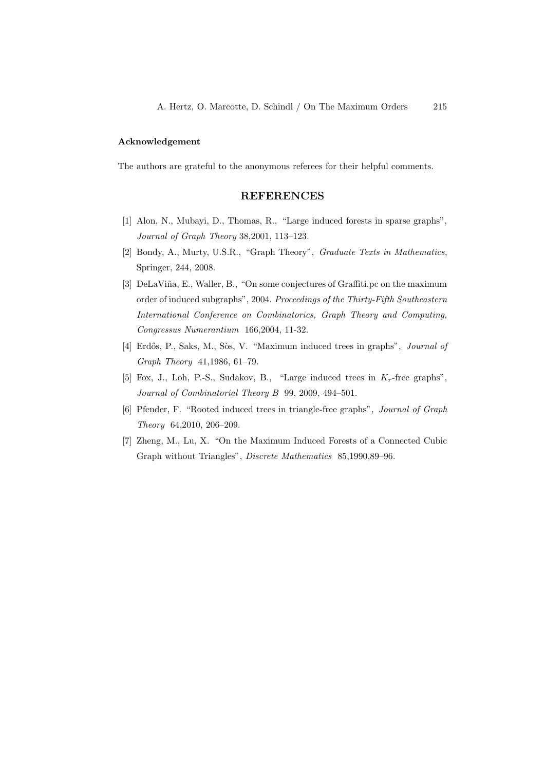### Acknowledgement

The authors are grateful to the anonymous referees for their helpful comments.

## REFERENCES

[1] Alon, N., Mubayi, D., Thomas, R., "Large induced forests in sparse graphs", *Journal of Graph Theory* 38,2001, 113–123.

[2] Bondy, A., Murty, U.S.R., "Graph Theory", *Graduate Texts in Mathematics*, Springer, 244, 2008.

[3] DeLaViña, E., Waller, B., "On some conjectures of Graffiti.pc on the maximum order of induced subgraphs", 2004. *Proceedings of the Thirty-Fifth Southeastern International Conference on Combinatorics, Graph Theory and Computing, Congressus Numerantium* 166,2004, 11-32.

[4] Erdős, P., Saks, M., Sòs, V. "Maximum induced trees in graphs", *Journal of Graph Theory* 41,1986, 61–79.

[5] Fox, J., Loh, P.-S., Sudakov, B., "Large induced trees in $K_r$-free graphs", *Journal of Combinatorial Theory B* 99, 2009, 494–501.

[6] Pfender, F. "Rooted induced trees in triangle-free graphs", *Journal of Graph Theory* 64,2010, 206–209.

[7] Zheng, M., Lu, X. "On the Maximum Induced Forests of a Connected Cubic Graph without Triangles", *Discrete Mathematics* 85,1990,89–96.